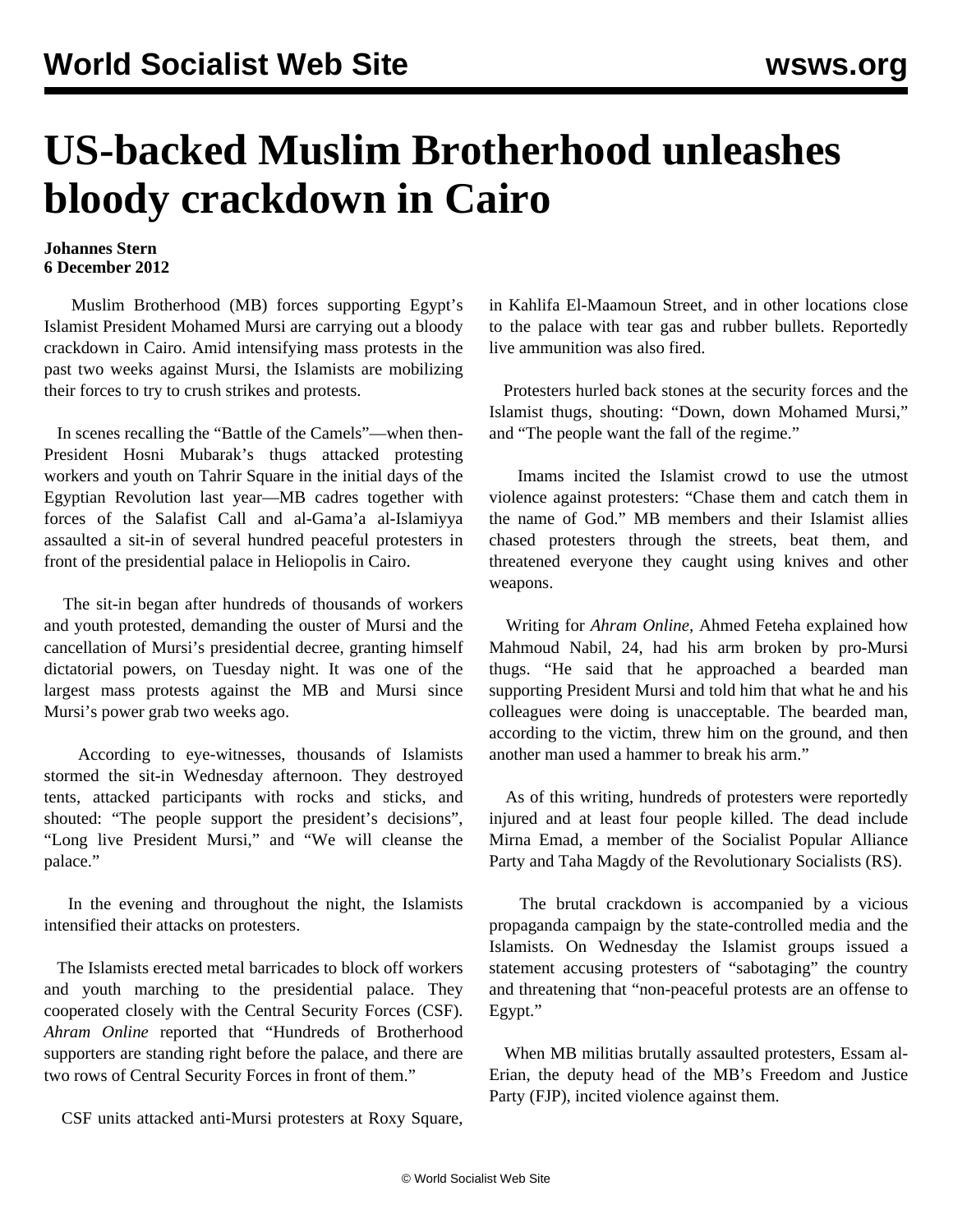# US-backed Muslim Brotherhood unleashes bloody crackdown in Cairo

**Johannes Stern**
**6 December 2012**

Muslim Brotherhood (MB) forces supporting Egypt's Islamist President Mohamed Mursi are carrying out a bloody crackdown in Cairo. Amid intensifying mass protests in the past two weeks against Mursi, the Islamists are mobilizing their forces to try to crush strikes and protests.

In scenes recalling the "Battle of the Camels"—when then-President Hosni Mubarak's thugs attacked protesting workers and youth on Tahrir Square in the initial days of the Egyptian Revolution last year—MB cadres together with forces of the Salafist Call and al-Gama'a al-Islamiyya assaulted a sit-in of several hundred peaceful protesters in front of the presidential palace in Heliopolis in Cairo.

The sit-in began after hundreds of thousands of workers and youth protested, demanding the ouster of Mursi and the cancellation of Mursi's presidential decree, granting himself dictatorial powers, on Tuesday night. It was one of the largest mass protests against the MB and Mursi since Mursi's power grab two weeks ago.

According to eye-witnesses, thousands of Islamists stormed the sit-in Wednesday afternoon. They destroyed tents, attacked participants with rocks and sticks, and shouted: "The people support the president's decisions", "Long live President Mursi," and "We will cleanse the palace."

In the evening and throughout the night, the Islamists intensified their attacks on protesters.

The Islamists erected metal barricades to block off workers and youth marching to the presidential palace. They cooperated closely with the Central Security Forces (CSF). *Ahram Online* reported that "Hundreds of Brotherhood supporters are standing right before the palace, and there are two rows of Central Security Forces in front of them."

CSF units attacked anti-Mursi protesters at Roxy Square, in Kahlifa El-Maamoun Street, and in other locations close to the palace with tear gas and rubber bullets. Reportedly live ammunition was also fired.

Protesters hurled back stones at the security forces and the Islamist thugs, shouting: "Down, down Mohamed Mursi," and "The people want the fall of the regime."

Imams incited the Islamist crowd to use the utmost violence against protesters: "Chase them and catch them in the name of God." MB members and their Islamist allies chased protesters through the streets, beat them, and threatened everyone they caught using knives and other weapons.

Writing for *Ahram Online*, Ahmed Feteha explained how Mahmoud Nabil, 24, had his arm broken by pro-Mursi thugs. "He said that he approached a bearded man supporting President Mursi and told him that what he and his colleagues were doing is unacceptable. The bearded man, according to the victim, threw him on the ground, and then another man used a hammer to break his arm."

As of this writing, hundreds of protesters were reportedly injured and at least four people killed. The dead include Mirna Emad, a member of the Socialist Popular Alliance Party and Taha Magdy of the Revolutionary Socialists (RS).

The brutal crackdown is accompanied by a vicious propaganda campaign by the state-controlled media and the Islamists. On Wednesday the Islamist groups issued a statement accusing protesters of "sabotaging" the country and threatening that "non-peaceful protests are an offense to Egypt."

When MB militias brutally assaulted protesters, Essam al-Erian, the deputy head of the MB's Freedom and Justice Party (FJP), incited violence against them.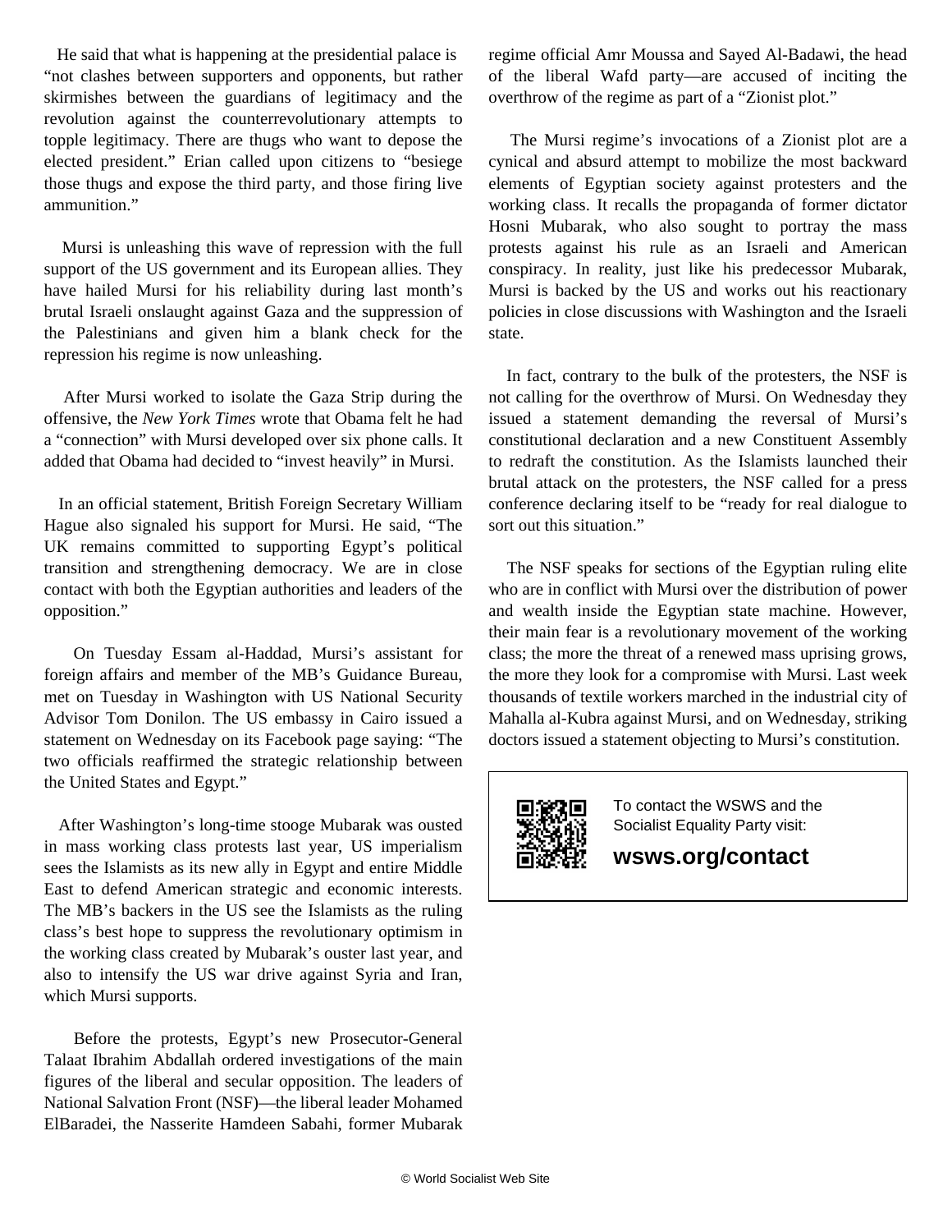He said that what is happening at the presidential palace is "not clashes between supporters and opponents, but rather skirmishes between the guardians of legitimacy and the revolution against the counterrevolutionary attempts to topple legitimacy. There are thugs who want to depose the elected president." Erian called upon citizens to "besiege those thugs and expose the third party, and those firing live ammunition."

Mursi is unleashing this wave of repression with the full support of the US government and its European allies. They have hailed Mursi for his reliability during last month's brutal Israeli onslaught against Gaza and the suppression of the Palestinians and given him a blank check for the repression his regime is now unleashing.

After Mursi worked to isolate the Gaza Strip during the offensive, the *New York Times* wrote that Obama felt he had a "connection" with Mursi developed over six phone calls. It added that Obama had decided to "invest heavily" in Mursi.

In an official statement, British Foreign Secretary William Hague also signaled his support for Mursi. He said, "The UK remains committed to supporting Egypt's political transition and strengthening democracy. We are in close contact with both the Egyptian authorities and leaders of the opposition."

On Tuesday Essam al-Haddad, Mursi's assistant for foreign affairs and member of the MB's Guidance Bureau, met on Tuesday in Washington with US National Security Advisor Tom Donilon. The US embassy in Cairo issued a statement on Wednesday on its Facebook page saying: "The two officials reaffirmed the strategic relationship between the United States and Egypt."

After Washington's long-time stooge Mubarak was ousted in mass working class protests last year, US imperialism sees the Islamists as its new ally in Egypt and entire Middle East to defend American strategic and economic interests. The MB's backers in the US see the Islamists as the ruling class's best hope to suppress the revolutionary optimism in the working class created by Mubarak's ouster last year, and also to intensify the US war drive against Syria and Iran, which Mursi supports.

Before the protests, Egypt's new Prosecutor-General Talaat Ibrahim Abdallah ordered investigations of the main figures of the liberal and secular opposition. The leaders of National Salvation Front (NSF)—the liberal leader Mohamed ElBaradei, the Nasserite Hamdeen Sabahi, former Mubarak regime official Amr Moussa and Sayed Al-Badawi, the head of the liberal Wafd party—are accused of inciting the overthrow of the regime as part of a "Zionist plot."

The Mursi regime's invocations of a Zionist plot are a cynical and absurd attempt to mobilize the most backward elements of Egyptian society against protesters and the working class. It recalls the propaganda of former dictator Hosni Mubarak, who also sought to portray the mass protests against his rule as an Israeli and American conspiracy. In reality, just like his predecessor Mubarak, Mursi is backed by the US and works out his reactionary policies in close discussions with Washington and the Israeli state.

In fact, contrary to the bulk of the protesters, the NSF is not calling for the overthrow of Mursi. On Wednesday they issued a statement demanding the reversal of Mursi's constitutional declaration and a new Constituent Assembly to redraft the constitution. As the Islamists launched their brutal attack on the protesters, the NSF called for a press conference declaring itself to be "ready for real dialogue to sort out this situation."

The NSF speaks for sections of the Egyptian ruling elite who are in conflict with Mursi over the distribution of power and wealth inside the Egyptian state machine. However, their main fear is a revolutionary movement of the working class; the more the threat of a renewed mass uprising grows, the more they look for a compromise with Mursi. Last week thousands of textile workers marched in the industrial city of Mahalla al-Kubra against Mursi, and on Wednesday, striking doctors issued a statement objecting to Mursi's constitution.

To contact the WSWS and the Socialist Equality Party visit:

**wsws.org/contact**